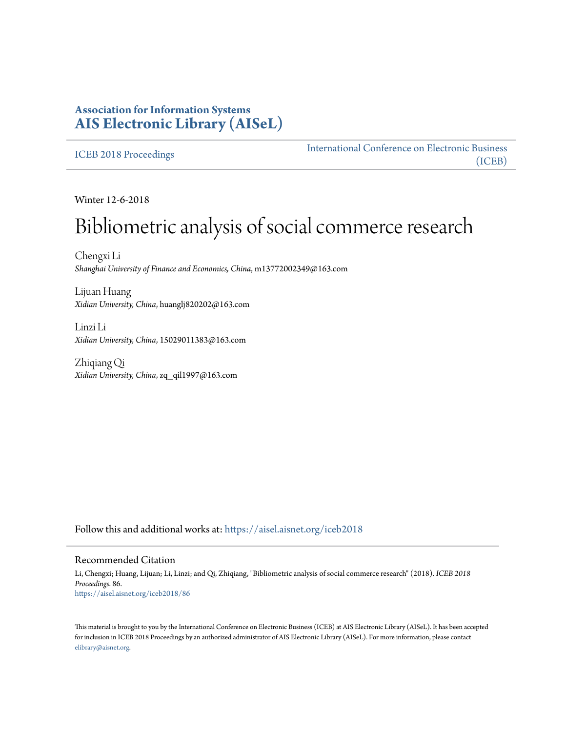**Association for Information Systems**
**AIS Electronic Library (AISeL)**

ICEB 2018 Proceedings | International Conference on Electronic Business (ICEB)

Winter 12-6-2018

# Bibliometric analysis of social commerce research

Chengxi Li
*Shanghai University of Finance and Economics, China*, m13772002349@163.com

Lijuan Huang
*Xidian University, China*, huanglj820202@163.com

Linzi Li
*Xidian University, China*, 15029011383@163.com

Zhiqiang Qi
*Xidian University, China*, zq_qil1997@163.com

Follow this and additional works at: https://aisel.aisnet.org/iceb2018

## Recommended Citation

Li, Chengxi; Huang, Lijuan; Li, Linzi; and Qi, Zhiqiang, "Bibliometric analysis of social commerce research" (2018). *ICEB 2018 Proceedings*. 86.
https://aisel.aisnet.org/iceb2018/86

This material is brought to you by the International Conference on Electronic Business (ICEB) at AIS Electronic Library (AISeL). It has been accepted for inclusion in ICEB 2018 Proceedings by an authorized administrator of AIS Electronic Library (AISeL). For more information, please contact elibrary@aisnet.org.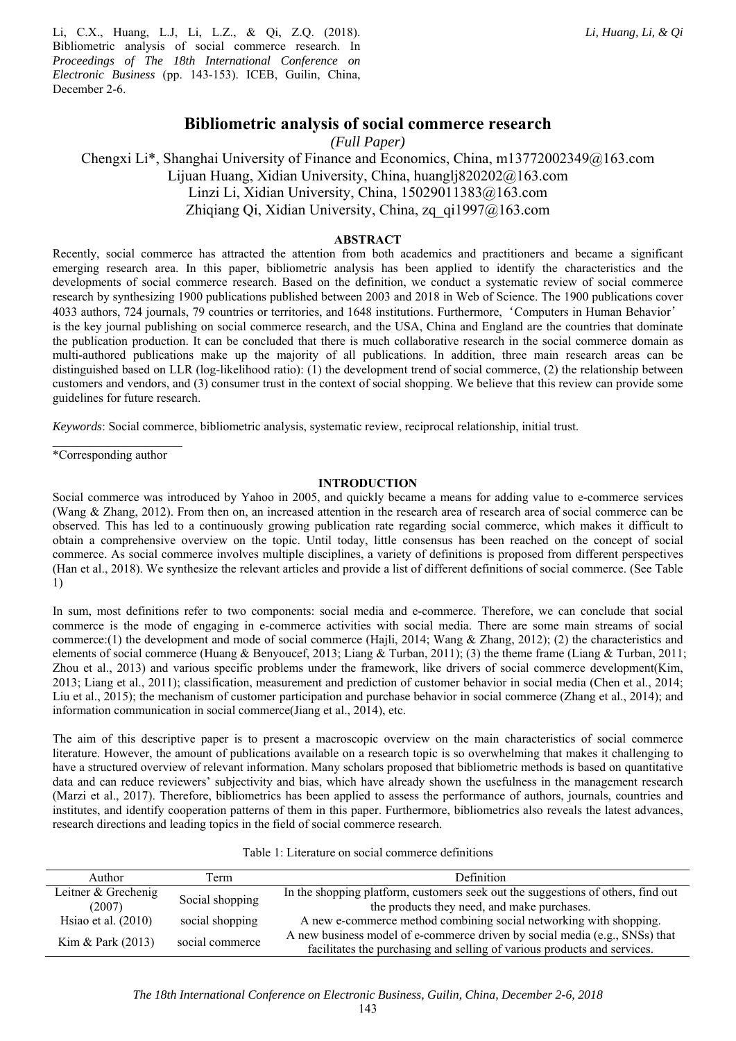Li, C.X., Huang, L.J, Li, L.Z., & Qi, Z.Q. (2018). Bibliometric analysis of social commerce research. In *Proceedings of The 18th International Conference on Electronic Business* (pp. 143-153). ICEB, Guilin, China, December 2-6.

# Bibliometric analysis of social commerce research

*(Full Paper)*

Chengxi Li*, Shanghai University of Finance and Economics, China, m13772002349@163.com
Lijuan Huang, Xidian University, China, huanglj820202@163.com
Linzi Li, Xidian University, China, 15029011383@163.com
Zhiqiang Qi, Xidian University, China, zq_qi1997@163.com

## ABSTRACT

Recently, social commerce has attracted the attention from both academics and practitioners and became a significant emerging research area. In this paper, bibliometric analysis has been applied to identify the characteristics and the developments of social commerce research. Based on the definition, we conduct a systematic review of social commerce research by synthesizing 1900 publications published between 2003 and 2018 in Web of Science. The 1900 publications cover 4033 authors, 724 journals, 79 countries or territories, and 1648 institutions. Furthermore, 'Computers in Human Behavior' is the key journal publishing on social commerce research, and the USA, China and England are the countries that dominate the publication production. It can be concluded that there is much collaborative research in the social commerce domain as multi-authored publications make up the majority of all publications. In addition, three main research areas can be distinguished based on LLR (log-likelihood ratio): (1) the development trend of social commerce, (2) the relationship between customers and vendors, and (3) consumer trust in the context of social shopping. We believe that this review can provide some guidelines for future research.

*Keywords*: Social commerce, bibliometric analysis, systematic review, reciprocal relationship, initial trust.

*Corresponding author

## INTRODUCTION

Social commerce was introduced by Yahoo in 2005, and quickly became a means for adding value to e-commerce services (Wang & Zhang, 2012). From then on, an increased attention in the research area of research area of social commerce can be observed. This has led to a continuously growing publication rate regarding social commerce, which makes it difficult to obtain a comprehensive overview on the topic. Until today, little consensus has been reached on the concept of social commerce. As social commerce involves multiple disciplines, a variety of definitions is proposed from different perspectives (Han et al., 2018). We synthesize the relevant articles and provide a list of different definitions of social commerce. (See Table 1)

In sum, most definitions refer to two components: social media and e-commerce. Therefore, we can conclude that social commerce is the mode of engaging in e-commerce activities with social media. There are some main streams of social commerce:(1) the development and mode of social commerce (Hajli, 2014; Wang & Zhang, 2012); (2) the characteristics and elements of social commerce (Huang & Benyoucef, 2013; Liang & Turban, 2011); (3) the theme frame (Liang & Turban, 2011; Zhou et al., 2013) and various specific problems under the framework, like drivers of social commerce development(Kim, 2013; Liang et al., 2011); classification, measurement and prediction of customer behavior in social media (Chen et al., 2014; Liu et al., 2015); the mechanism of customer participation and purchase behavior in social commerce (Zhang et al., 2014); and information communication in social commerce(Jiang et al., 2014), etc.

The aim of this descriptive paper is to present a macroscopic overview on the main characteristics of social commerce literature. However, the amount of publications available on a research topic is so overwhelming that makes it challenging to have a structured overview of relevant information. Many scholars proposed that bibliometric methods is based on quantitative data and can reduce reviewers' subjectivity and bias, which have already shown the usefulness in the management research (Marzi et al., 2017). Therefore, bibliometrics has been applied to assess the performance of authors, journals, countries and institutes, and identify cooperation patterns of them in this paper. Furthermore, bibliometrics also reveals the latest advances, research directions and leading topics in the field of social commerce research.

Table 1: Literature on social commerce definitions

| Author | Term | Definition |
| --- | --- | --- |
| Leitner & Grechenig (2007) | Social shopping | In the shopping platform, customers seek out the suggestions of others, find out the products they need, and make purchases. |
| Hsiao et al. (2010) | social shopping | A new e-commerce method combining social networking with shopping. |
| Kim & Park (2013) | social commerce | A new business model of e-commerce driven by social media (e.g., SNSs) that facilitates the purchasing and selling of various products and services. |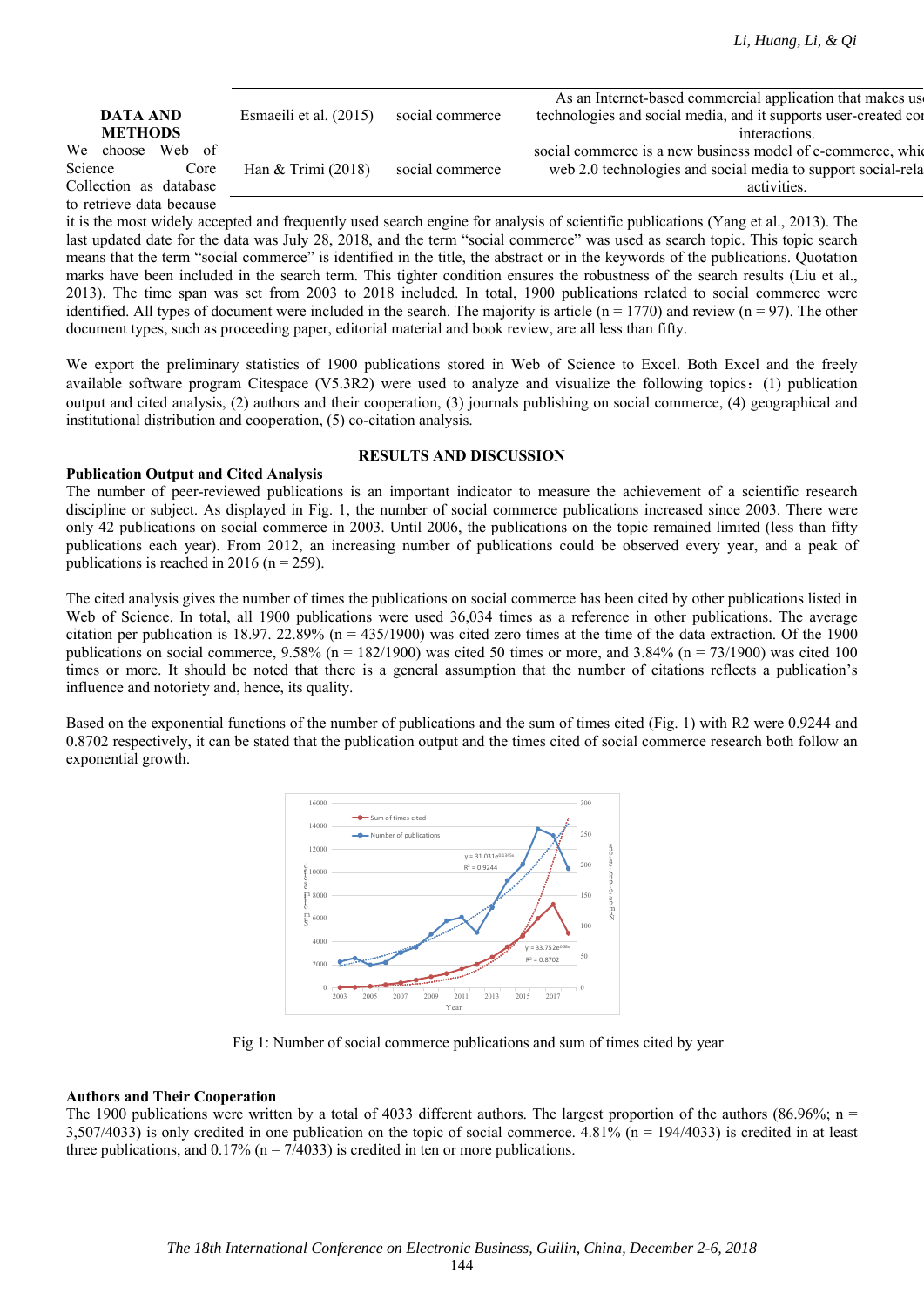| Esmaeili et al. (2015) | social commerce | As an Internet-based commercial application that makes us… technologies and social media, and it supports user-created co… interactions. |
| --- | --- | --- |
| Han & Trimi (2018) | social commerce | social commerce is a new business model of e-commerce, whic… web 2.0 technologies and social media to support social-rela… activities. |

## DATA AND METHODS

We choose Web of Science Core Collection as database to retrieve data because it is the most widely accepted and frequently used search engine for analysis of scientific publications (Yang et al., 2013). The last updated date for the data was July 28, 2018, and the term "social commerce" was used as search topic. This topic search means that the term "social commerce" is identified in the title, the abstract or in the keywords of the publications. Quotation marks have been included in the search term. This tighter condition ensures the robustness of the search results (Liu et al., 2013). The time span was set from 2003 to 2018 included. In total, 1900 publications related to social commerce were identified. All types of document were included in the search. The majority is article (n = 1770) and review (n = 97). The other document types, such as proceeding paper, editorial material and book review, are all less than fifty.

We export the preliminary statistics of 1900 publications stored in Web of Science to Excel. Both Excel and the freely available software program Citespace (V5.3R2) were used to analyze and visualize the following topics：(1) publication output and cited analysis, (2) authors and their cooperation, (3) journals publishing on social commerce, (4) geographical and institutional distribution and cooperation, (5) co-citation analysis.

## RESULTS AND DISCUSSION

### Publication Output and Cited Analysis

The number of peer-reviewed publications is an important indicator to measure the achievement of a scientific research discipline or subject. As displayed in Fig. 1, the number of social commerce publications increased since 2003. There were only 42 publications on social commerce in 2003. Until 2006, the publications on the topic remained limited (less than fifty publications each year). From 2012, an increasing number of publications could be observed every year, and a peak of publications is reached in 2016 (n = 259).

The cited analysis gives the number of times the publications on social commerce has been cited by other publications listed in Web of Science. In total, all 1900 publications were used 36,034 times as a reference in other publications. The average citation per publication is 18.97. 22.89% (n = 435/1900) was cited zero times at the time of the data extraction. Of the 1900 publications on social commerce, 9.58% (n = 182/1900) was cited 50 times or more, and 3.84% (n = 73/1900) was cited 100 times or more. It should be noted that there is a general assumption that the number of citations reflects a publication's influence and notoriety and, hence, its quality.

Based on the exponential functions of the number of publications and the sum of times cited (Fig. 1) with R2 were 0.9244 and 0.8702 respectively, it can be stated that the publication output and the times cited of social commerce research both follow an exponential growth.

Fig 1: Number of social commerce publications and sum of times cited by year

### Authors and Their Cooperation

The 1900 publications were written by a total of 4033 different authors. The largest proportion of the authors (86.96%; n = 3,507/4033) is only credited in one publication on the topic of social commerce. 4.81% (n = 194/4033) is credited in at least three publications, and 0.17% (n = 7/4033) is credited in ten or more publications.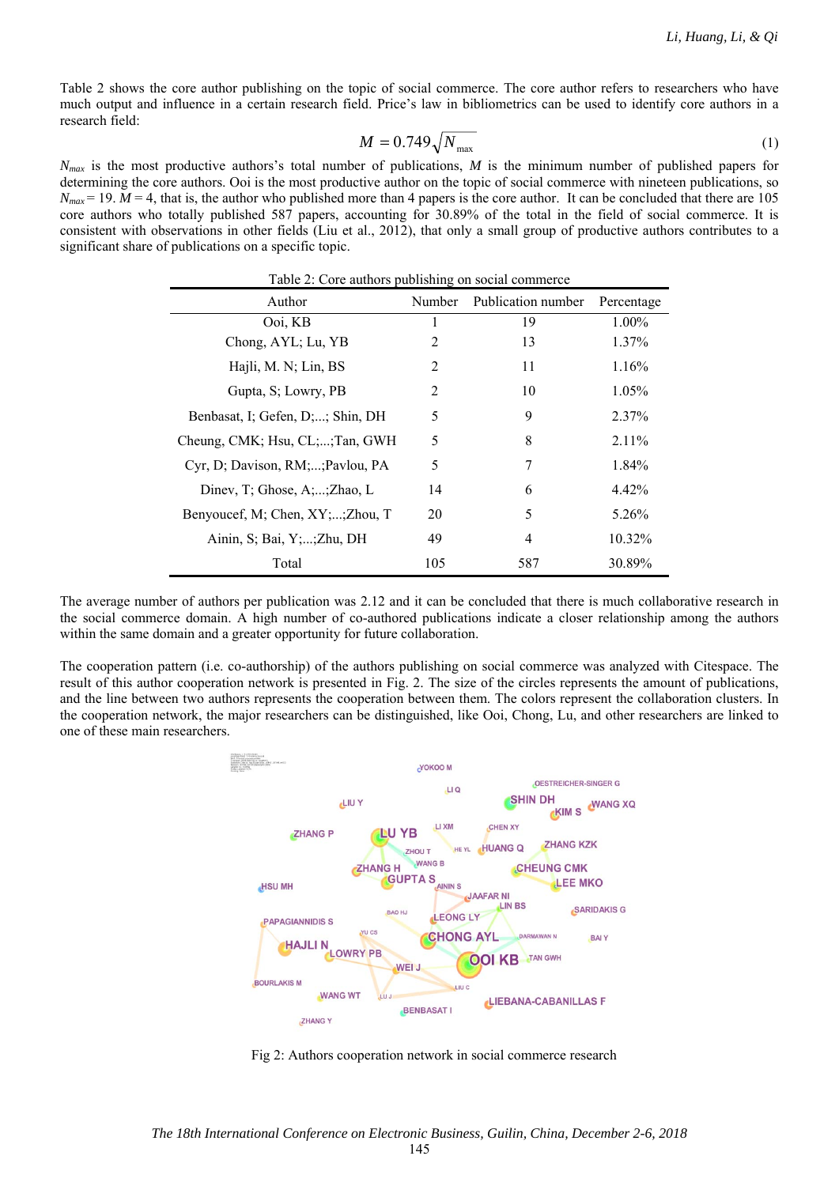Table 2 shows the core author publishing on the topic of social commerce. The core author refers to researchers who have much output and influence in a certain research field. Price's law in bibliometrics can be used to identify core authors in a research field:

$$M = 0.749\sqrt{N_{\max}} \tag{1}$$

$N_{max}$ is the most productive authors's total number of publications, $M$ is the minimum number of published papers for determining the core authors. Ooi is the most productive author on the topic of social commerce with nineteen publications, so $N_{max}$ = 19. $M$ = 4, that is, the author who published more than 4 papers is the core author. It can be concluded that there are 105 core authors who totally published 587 papers, accounting for 30.89% of the total in the field of social commerce. It is consistent with observations in other fields (Liu et al., 2012), that only a small group of productive authors contributes to a significant share of publications on a specific topic.

Table 2: Core authors publishing on social commerce

| Author | Number | Publication number | Percentage |
|---|---|---|---|
| Ooi, KB | 1 | 19 | 1.00% |
| Chong, AYL; Lu, YB | 2 | 13 | 1.37% |
| Hajli, M. N; Lin, BS | 2 | 11 | 1.16% |
| Gupta, S; Lowry, PB | 2 | 10 | 1.05% |
| Benbasat, I; Gefen, D;...; Shin, DH | 5 | 9 | 2.37% |
| Cheung, CMK; Hsu, CL;...;Tan, GWH | 5 | 8 | 2.11% |
| Cyr, D; Davison, RM;...;Pavlou, PA | 5 | 7 | 1.84% |
| Dinev, T; Ghose, A;...;Zhao, L | 14 | 6 | 4.42% |
| Benyoucef, M; Chen, XY;...;Zhou, T | 20 | 5 | 5.26% |
| Ainin, S; Bai, Y;...;Zhu, DH | 49 | 4 | 10.32% |
| Total | 105 | 587 | 30.89% |

The average number of authors per publication was 2.12 and it can be concluded that there is much collaborative research in the social commerce domain. A high number of co-authored publications indicate a closer relationship among the authors within the same domain and a greater opportunity for future collaboration.

The cooperation pattern (i.e. co-authorship) of the authors publishing on social commerce was analyzed with Citespace. The result of this author cooperation network is presented in Fig. 2. The size of the circles represents the amount of publications, and the line between two authors represents the cooperation between them. The colors represent the collaboration clusters. In the cooperation network, the major researchers can be distinguished, like Ooi, Chong, Lu, and other researchers are linked to one of these main researchers.

Fig 2: Authors cooperation network in social commerce research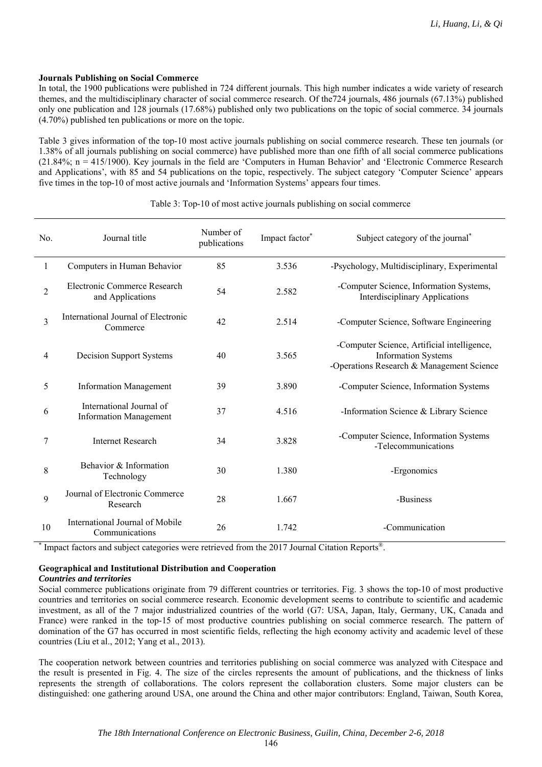**Journals Publishing on Social Commerce**

In total, the 1900 publications were published in 724 different journals. This high number indicates a wide variety of research themes, and the multidisciplinary character of social commerce research. Of the724 journals, 486 journals (67.13%) published only one publication and 128 journals (17.68%) published only two publications on the topic of social commerce. 34 journals (4.70%) published ten publications or more on the topic.

Table 3 gives information of the top-10 most active journals publishing on social commerce research. These ten journals (or 1.38% of all journals publishing on social commerce) have published more than one fifth of all social commerce publications (21.84%; n = 415/1900). Key journals in the field are 'Computers in Human Behavior' and 'Electronic Commerce Research and Applications', with 85 and 54 publications on the topic, respectively. The subject category 'Computer Science' appears five times in the top-10 of most active journals and 'Information Systems' appears four times.

Table 3: Top-10 of most active journals publishing on social commerce

| No. | Journal title | Number of publications | Impact factor* | Subject category of the journal* |
|---|---|---|---|---|
| 1 | Computers in Human Behavior | 85 | 3.536 | -Psychology, Multidisciplinary, Experimental |
| 2 | Electronic Commerce Research and Applications | 54 | 2.582 | -Computer Science, Information Systems, Interdisciplinary Applications |
| 3 | International Journal of Electronic Commerce | 42 | 2.514 | -Computer Science, Software Engineering |
| 4 | Decision Support Systems | 40 | 3.565 | -Computer Science, Artificial intelligence, Information Systems<br>-Operations Research & Management Science |
| 5 | Information Management | 39 | 3.890 | -Computer Science, Information Systems |
| 6 | International Journal of Information Management | 37 | 4.516 | -Information Science & Library Science |
| 7 | Internet Research | 34 | 3.828 | -Computer Science, Information Systems<br>-Telecommunications |
| 8 | Behavior & Information Technology | 30 | 1.380 | -Ergonomics |
| 9 | Journal of Electronic Commerce Research | 28 | 1.667 | -Business |
| 10 | International Journal of Mobile Communications | 26 | 1.742 | -Communication |

\* Impact factors and subject categories were retrieved from the 2017 Journal Citation Reports®.

**Geographical and Institutional Distribution and Cooperation**

***Countries and territories***

Social commerce publications originate from 79 different countries or territories. Fig. 3 shows the top-10 of most productive countries and territories on social commerce research. Economic development seems to contribute to scientific and academic investment, as all of the 7 major industrialized countries of the world (G7: USA, Japan, Italy, Germany, UK, Canada and France) were ranked in the top-15 of most productive countries publishing on social commerce research. The pattern of domination of the G7 has occurred in most scientific fields, reflecting the high economy activity and academic level of these countries (Liu et al., 2012; Yang et al., 2013).

The cooperation network between countries and territories publishing on social commerce was analyzed with Citespace and the result is presented in Fig. 4. The size of the circles represents the amount of publications, and the thickness of links represents the strength of collaborations. The colors represent the collaboration clusters. Some major clusters can be distinguished: one gathering around USA, one around the China and other major contributors: England, Taiwan, South Korea,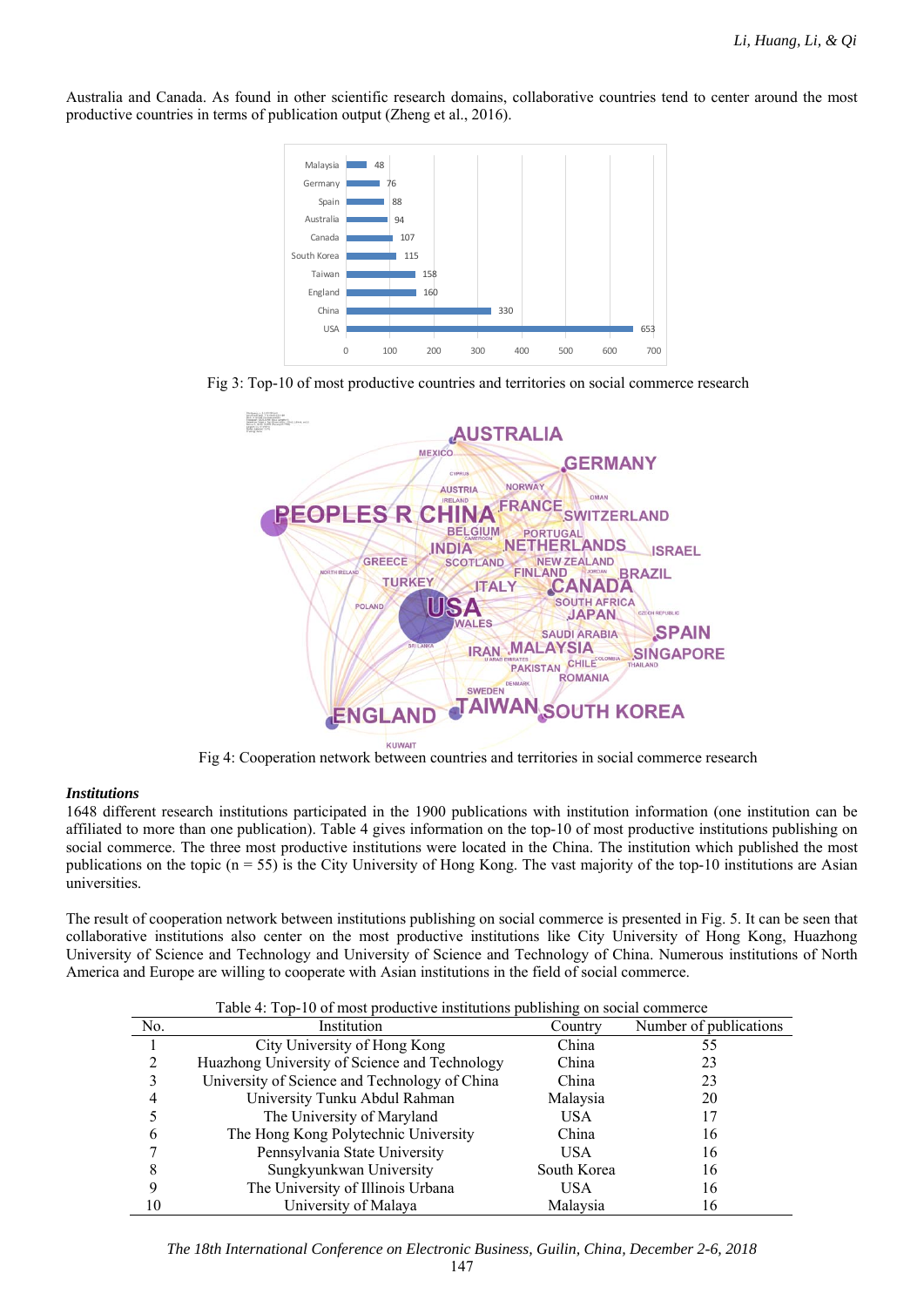Australia and Canada. As found in other scientific research domains, collaborative countries tend to center around the most productive countries in terms of publication output (Zheng et al., 2016).

Fig 3: Top-10 of most productive countries and territories on social commerce research

Fig 4: Cooperation network between countries and territories in social commerce research

***Institutions***

1648 different research institutions participated in the 1900 publications with institution information (one institution can be affiliated to more than one publication). Table 4 gives information on the top-10 of most productive institutions publishing on social commerce. The three most productive institutions were located in the China. The institution which published the most publications on the topic (n = 55) is the City University of Hong Kong. The vast majority of the top-10 institutions are Asian universities.

The result of cooperation network between institutions publishing on social commerce is presented in Fig. 5. It can be seen that collaborative institutions also center on the most productive institutions like City University of Hong Kong, Huazhong University of Science and Technology and University of Science and Technology of China. Numerous institutions of North America and Europe are willing to cooperate with Asian institutions in the field of social commerce.

Table 4: Top-10 of most productive institutions publishing on social commerce

| No. | Institution | Country | Number of publications |
|---|---|---|---|
| 1 | City University of Hong Kong | China | 55 |
| 2 | Huazhong University of Science and Technology | China | 23 |
| 3 | University of Science and Technology of China | China | 23 |
| 4 | University Tunku Abdul Rahman | Malaysia | 20 |
| 5 | The University of Maryland | USA | 17 |
| 6 | The Hong Kong Polytechnic University | China | 16 |
| 7 | Pennsylvania State University | USA | 16 |
| 8 | Sungkyunkwan University | South Korea | 16 |
| 9 | The University of Illinois Urbana | USA | 16 |
| 10 | University of Malaya | Malaysia | 16 |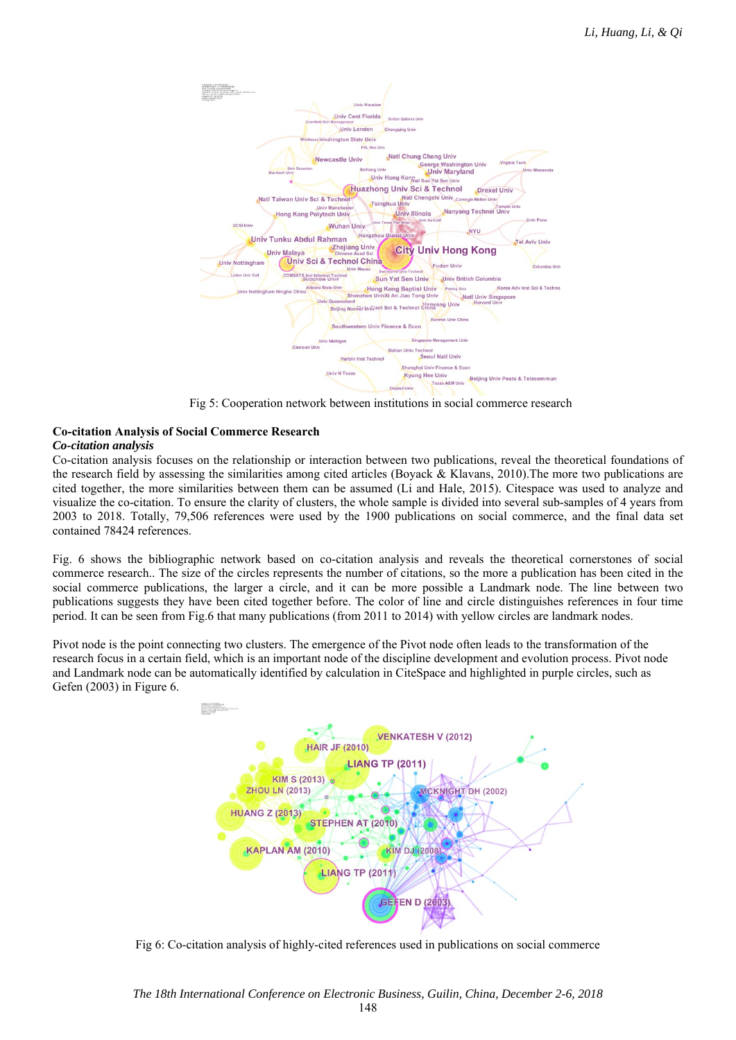Fig 5: Cooperation network between institutions in social commerce research

## Co-citation Analysis of Social Commerce Research

### *Co-citation analysis*

Co-citation analysis focuses on the relationship or interaction between two publications, reveal the theoretical foundations of the research field by assessing the similarities among cited articles (Boyack & Klavans, 2010).The more two publications are cited together, the more similarities between them can be assumed (Li and Hale, 2015). Citespace was used to analyze and visualize the co-citation. To ensure the clarity of clusters, the whole sample is divided into several sub-samples of 4 years from 2003 to 2018. Totally, 79,506 references were used by the 1900 publications on social commerce, and the final data set contained 78424 references.

Fig. 6 shows the bibliographic network based on co-citation analysis and reveals the theoretical cornerstones of social commerce research.. The size of the circles represents the number of citations, so the more a publication has been cited in the social commerce publications, the larger a circle, and it can be more possible a Landmark node. The line between two publications suggests they have been cited together before. The color of line and circle distinguishes references in four time period. It can be seen from Fig.6 that many publications (from 2011 to 2014) with yellow circles are landmark nodes.

Pivot node is the point connecting two clusters. The emergence of the Pivot node often leads to the transformation of the research focus in a certain field, which is an important node of the discipline development and evolution process. Pivot node and Landmark node can be automatically identified by calculation in CiteSpace and highlighted in purple circles, such as Gefen (2003) in Figure 6.

Fig 6: Co-citation analysis of highly-cited references used in publications on social commerce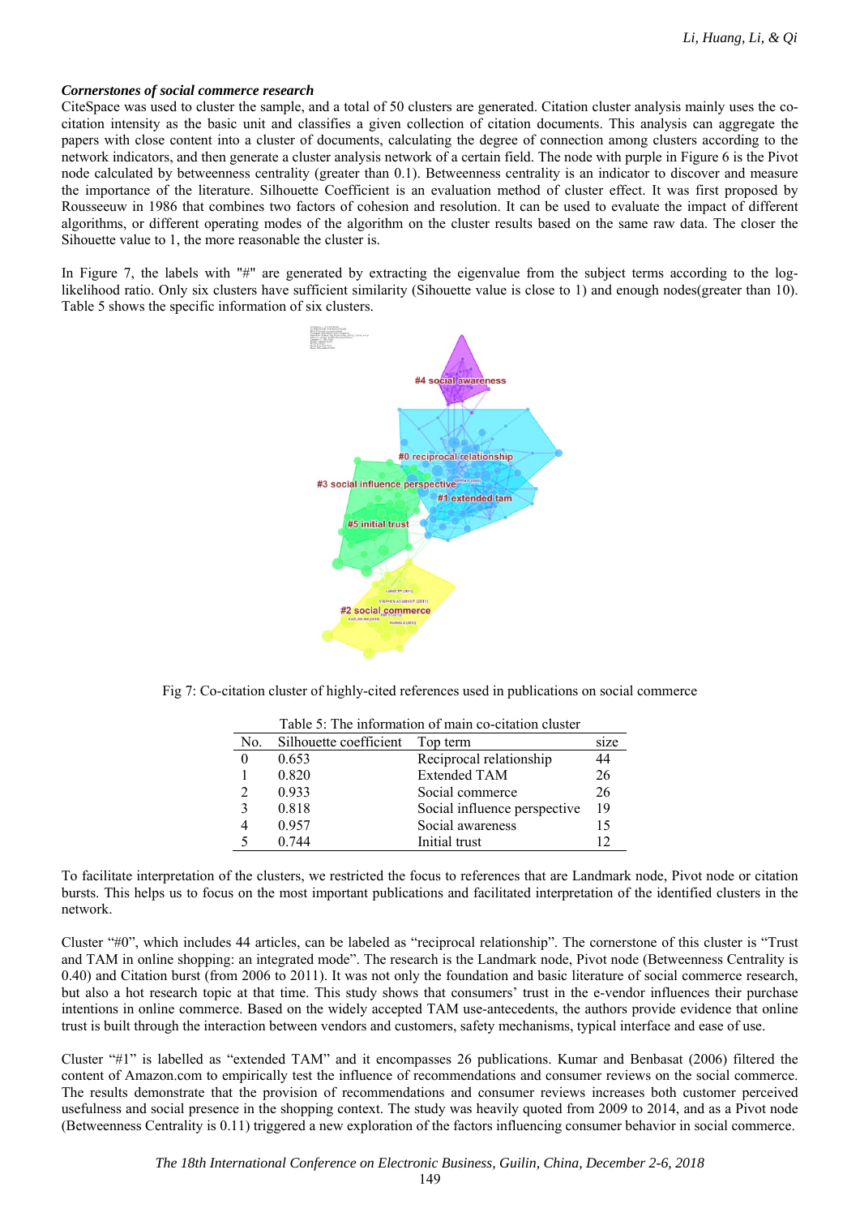***Cornerstones of social commerce research***

CiteSpace was used to cluster the sample, and a total of 50 clusters are generated. Citation cluster analysis mainly uses the co-citation intensity as the basic unit and classifies a given collection of citation documents. This analysis can aggregate the papers with close content into a cluster of documents, calculating the degree of connection among clusters according to the network indicators, and then generate a cluster analysis network of a certain field. The node with purple in Figure 6 is the Pivot node calculated by betweenness centrality (greater than 0.1). Betweenness centrality is an indicator to discover and measure the importance of the literature. Silhouette Coefficient is an evaluation method of cluster effect. It was first proposed by Rousseeuw in 1986 that combines two factors of cohesion and resolution. It can be used to evaluate the impact of different algorithms, or different operating modes of the algorithm on the cluster results based on the same raw data. The closer the Sihouette value to 1, the more reasonable the cluster is.

In Figure 7, the labels with "#" are generated by extracting the eigenvalue from the subject terms according to the log-likelihood ratio. Only six clusters have sufficient similarity (Silhouette value is close to 1) and enough nodes(greater than 10). Table 5 shows the specific information of six clusters.

Fig 7: Co-citation cluster of highly-cited references used in publications on social commerce

Table 5: The information of main co-citation cluster

| No. | Silhouette coefficient | Top term | size |
|---|---|---|---|
| 0 | 0.653 | Reciprocal relationship | 44 |
| 1 | 0.820 | Extended TAM | 26 |
| 2 | 0.933 | Social commerce | 26 |
| 3 | 0.818 | Social influence perspective | 19 |
| 4 | 0.957 | Social awareness | 15 |
| 5 | 0.744 | Initial trust | 12 |

To facilitate interpretation of the clusters, we restricted the focus to references that are Landmark node, Pivot node or citation bursts. This helps us to focus on the most important publications and facilitated interpretation of the identified clusters in the network.

Cluster "#0", which includes 44 articles, can be labeled as "reciprocal relationship". The cornerstone of this cluster is "Trust and TAM in online shopping: an integrated mode". The research is the Landmark node, Pivot node (Betweenness Centrality is 0.40) and Citation burst (from 2006 to 2011). It was not only the foundation and basic literature of social commerce research, but also a hot research topic at that time. This study shows that consumers' trust in the e-vendor influences their purchase intentions in online commerce. Based on the widely accepted TAM use-antecedents, the authors provide evidence that online trust is built through the interaction between vendors and customers, safety mechanisms, typical interface and ease of use.

Cluster "#1" is labelled as "extended TAM" and it encompasses 26 publications. Kumar and Benbasat (2006) filtered the content of Amazon.com to empirically test the influence of recommendations and consumer reviews on the social commerce. The results demonstrate that the provision of recommendations and consumer reviews increases both customer perceived usefulness and social presence in the shopping context. The study was heavily quoted from 2009 to 2014, and as a Pivot node (Betweenness Centrality is 0.11) triggered a new exploration of the factors influencing consumer behavior in social commerce.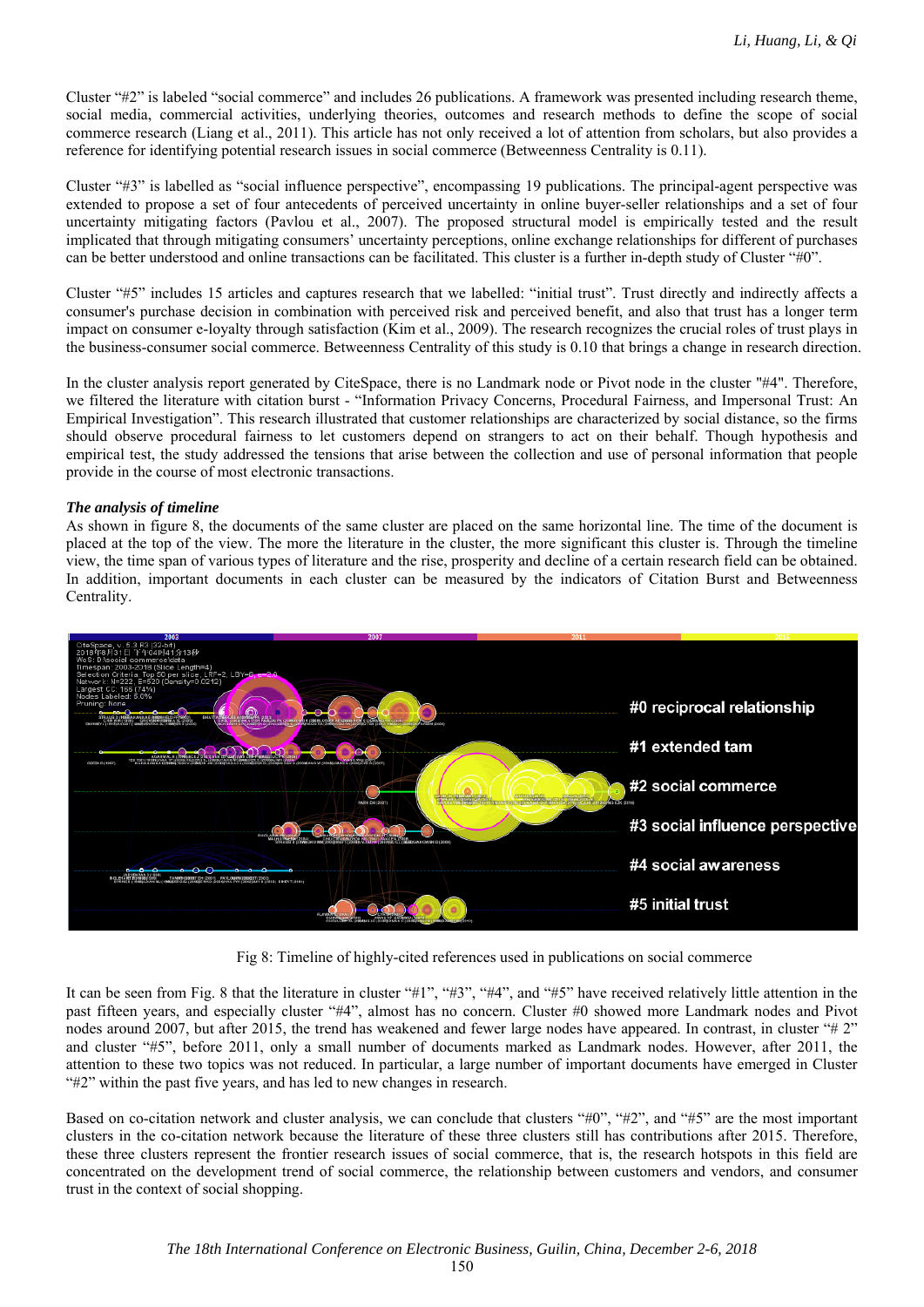Cluster "#2" is labeled "social commerce" and includes 26 publications. A framework was presented including research theme, social media, commercial activities, underlying theories, outcomes and research methods to define the scope of social commerce research (Liang et al., 2011). This article has not only received a lot of attention from scholars, but also provides a reference for identifying potential research issues in social commerce (Betweenness Centrality is 0.11).

Cluster "#3" is labelled as "social influence perspective", encompassing 19 publications. The principal-agent perspective was extended to propose a set of four antecedents of perceived uncertainty in online buyer-seller relationships and a set of four uncertainty mitigating factors (Pavlou et al., 2007). The proposed structural model is empirically tested and the result implicated that through mitigating consumers' uncertainty perceptions, online exchange relationships for different of purchases can be better understood and online transactions can be facilitated. This cluster is a further in-depth study of Cluster "#0".

Cluster "#5" includes 15 articles and captures research that we labelled: "initial trust". Trust directly and indirectly affects a consumer's purchase decision in combination with perceived risk and perceived benefit, and also that trust has a longer term impact on consumer e-loyalty through satisfaction (Kim et al., 2009). The research recognizes the crucial roles of trust plays in the business-consumer social commerce. Betweenness Centrality of this study is 0.10 that brings a change in research direction.

In the cluster analysis report generated by CiteSpace, there is no Landmark node or Pivot node in the cluster "#4". Therefore, we filtered the literature with citation burst - "Information Privacy Concerns, Procedural Fairness, and Impersonal Trust: An Empirical Investigation". This research illustrated that customer relationships are characterized by social distance, so the firms should observe procedural fairness to let customers depend on strangers to act on their behalf. Though hypothesis and empirical test, the study addressed the tensions that arise between the collection and use of personal information that people provide in the course of most electronic transactions.

***The analysis of timeline***

As shown in figure 8, the documents of the same cluster are placed on the same horizontal line. The time of the document is placed at the top of the view. The more the literature in the cluster, the more significant this cluster is. Through the timeline view, the time span of various types of literature and the rise, prosperity and decline of a certain research field can be obtained. In addition, important documents in each cluster can be measured by the indicators of Citation Burst and Betweenness Centrality.

Fig 8: Timeline of highly-cited references used in publications on social commerce

It can be seen from Fig. 8 that the literature in cluster "#1", "#3", "#4", and "#5" have received relatively little attention in the past fifteen years, and especially cluster "#4", almost has no concern. Cluster #0 showed more Landmark nodes and Pivot nodes around 2007, but after 2015, the trend has weakened and fewer large nodes have appeared. In contrast, in cluster "# 2" and cluster "#5", before 2011, only a small number of documents marked as Landmark nodes. However, after 2011, the attention to these two topics was not reduced. In particular, a large number of important documents have emerged in Cluster "#2" within the past five years, and has led to new changes in research.

Based on co-citation network and cluster analysis, we can conclude that clusters "#0", "#2", and "#5" are the most important clusters in the co-citation network because the literature of these three clusters still has contributions after 2015. Therefore, these three clusters represent the frontier research issues of social commerce, that is, the research hotspots in this field are concentrated on the development trend of social commerce, the relationship between customers and vendors, and consumer trust in the context of social shopping.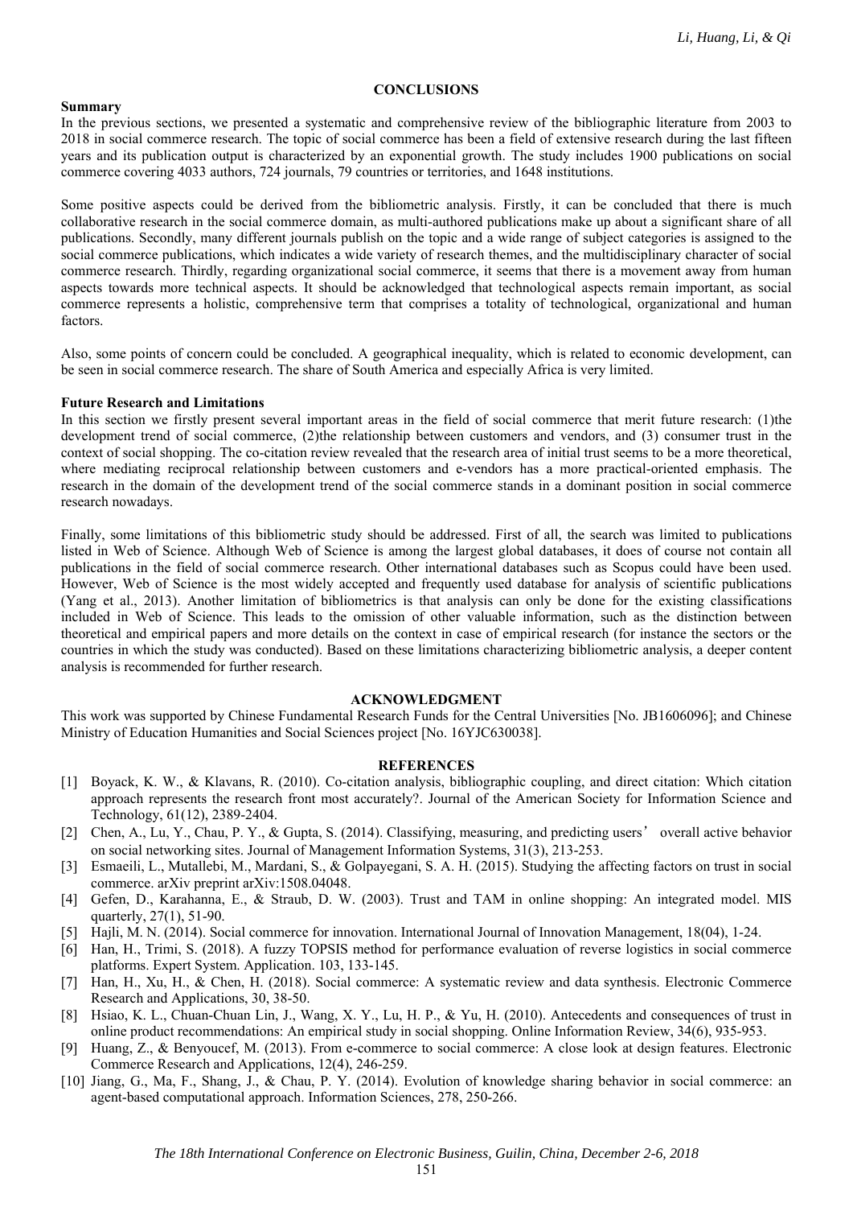# CONCLUSIONS

### Summary

In the previous sections, we presented a systematic and comprehensive review of the bibliographic literature from 2003 to 2018 in social commerce research. The topic of social commerce has been a field of extensive research during the last fifteen years and its publication output is characterized by an exponential growth. The study includes 1900 publications on social commerce covering 4033 authors, 724 journals, 79 countries or territories, and 1648 institutions.

Some positive aspects could be derived from the bibliometric analysis. Firstly, it can be concluded that there is much collaborative research in the social commerce domain, as multi-authored publications make up about a significant share of all publications. Secondly, many different journals publish on the topic and a wide range of subject categories is assigned to the social commerce publications, which indicates a wide variety of research themes, and the multidisciplinary character of social commerce research. Thirdly, regarding organizational social commerce, it seems that there is a movement away from human aspects towards more technical aspects. It should be acknowledged that technological aspects remain important, as social commerce represents a holistic, comprehensive term that comprises a totality of technological, organizational and human factors.

Also, some points of concern could be concluded. A geographical inequality, which is related to economic development, can be seen in social commerce research. The share of South America and especially Africa is very limited.

### Future Research and Limitations

In this section we firstly present several important areas in the field of social commerce that merit future research: (1)the development trend of social commerce, (2)the relationship between customers and vendors, and (3) consumer trust in the context of social shopping. The co-citation review revealed that the research area of initial trust seems to be a more theoretical, where mediating reciprocal relationship between customers and e-vendors has a more practical-oriented emphasis. The research in the domain of the development trend of the social commerce stands in a dominant position in social commerce research nowadays.

Finally, some limitations of this bibliometric study should be addressed. First of all, the search was limited to publications listed in Web of Science. Although Web of Science is among the largest global databases, it does of course not contain all publications in the field of social commerce research. Other international databases such as Scopus could have been used. However, Web of Science is the most widely accepted and frequently used database for analysis of scientific publications (Yang et al., 2013). Another limitation of bibliometrics is that analysis can only be done for the existing classifications included in Web of Science. This leads to the omission of other valuable information, such as the distinction between theoretical and empirical papers and more details on the context in case of empirical research (for instance the sectors or the countries in which the study was conducted). Based on these limitations characterizing bibliometric analysis, a deeper content analysis is recommended for further research.

# ACKNOWLEDGMENT

This work was supported by Chinese Fundamental Research Funds for the Central Universities [No. JB1606096]; and Chinese Ministry of Education Humanities and Social Sciences project [No. 16YJC630038].

# REFERENCES

[1] Boyack, K. W., & Klavans, R. (2010). Co-citation analysis, bibliographic coupling, and direct citation: Which citation approach represents the research front most accurately?. Journal of the American Society for Information Science and Technology, 61(12), 2389-2404.

[2] Chen, A., Lu, Y., Chau, P. Y., & Gupta, S. (2014). Classifying, measuring, and predicting users' overall active behavior on social networking sites. Journal of Management Information Systems, 31(3), 213-253.

[3] Esmaeili, L., Mutallebi, M., Mardani, S., & Golpayegani, S. A. H. (2015). Studying the affecting factors on trust in social commerce. arXiv preprint arXiv:1508.04048.

[4] Gefen, D., Karahanna, E., & Straub, D. W. (2003). Trust and TAM in online shopping: An integrated model. MIS quarterly, 27(1), 51-90.

[5] Hajli, M. N. (2014). Social commerce for innovation. International Journal of Innovation Management, 18(04), 1-24.

[6] Han, H., Trimi, S. (2018). A fuzzy TOPSIS method for performance evaluation of reverse logistics in social commerce platforms. Expert System. Application. 103, 133-145.

[7] Han, H., Xu, H., & Chen, H. (2018). Social commerce: A systematic review and data synthesis. Electronic Commerce Research and Applications, 30, 38-50.

[8] Hsiao, K. L., Chuan-Chuan Lin, J., Wang, X. Y., Lu, H. P., & Yu, H. (2010). Antecedents and consequences of trust in online product recommendations: An empirical study in social shopping. Online Information Review, 34(6), 935-953.

[9] Huang, Z., & Benyoucef, M. (2013). From e-commerce to social commerce: A close look at design features. Electronic Commerce Research and Applications, 12(4), 246-259.

[10] Jiang, G., Ma, F., Shang, J., & Chau, P. Y. (2014). Evolution of knowledge sharing behavior in social commerce: an agent-based computational approach. Information Sciences, 278, 250-266.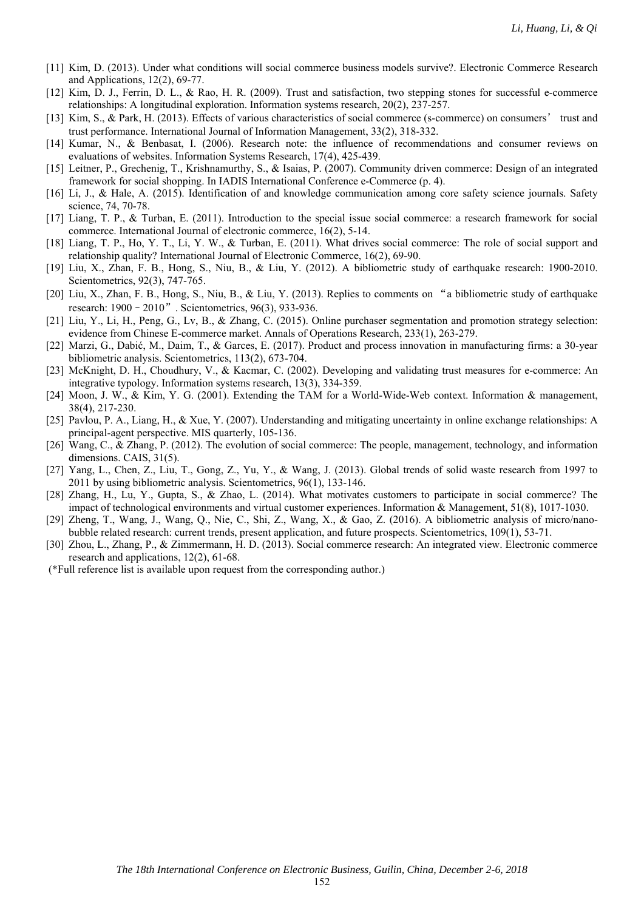[11] Kim, D. (2013). Under what conditions will social commerce business models survive?. Electronic Commerce Research and Applications, 12(2), 69-77.

[12] Kim, D. J., Ferrin, D. L., & Rao, H. R. (2009). Trust and satisfaction, two stepping stones for successful e-commerce relationships: A longitudinal exploration. Information systems research, 20(2), 237-257.

[13] Kim, S., & Park, H. (2013). Effects of various characteristics of social commerce (s-commerce) on consumers' trust and trust performance. International Journal of Information Management, 33(2), 318-332.

[14] Kumar, N., & Benbasat, I. (2006). Research note: the influence of recommendations and consumer reviews on evaluations of websites. Information Systems Research, 17(4), 425-439.

[15] Leitner, P., Grechenig, T., Krishnamurthy, S., & Isaias, P. (2007). Community driven commerce: Design of an integrated framework for social shopping. In IADIS International Conference e-Commerce (p. 4).

[16] Li, J., & Hale, A. (2015). Identification of and knowledge communication among core safety science journals. Safety science, 74, 70-78.

[17] Liang, T. P., & Turban, E. (2011). Introduction to the special issue social commerce: a research framework for social commerce. International Journal of electronic commerce, 16(2), 5-14.

[18] Liang, T. P., Ho, Y. T., Li, Y. W., & Turban, E. (2011). What drives social commerce: The role of social support and relationship quality? International Journal of Electronic Commerce, 16(2), 69-90.

[19] Liu, X., Zhan, F. B., Hong, S., Niu, B., & Liu, Y. (2012). A bibliometric study of earthquake research: 1900-2010. Scientometrics, 92(3), 747-765.

[20] Liu, X., Zhan, F. B., Hong, S., Niu, B., & Liu, Y. (2013). Replies to comments on "a bibliometric study of earthquake research: 1900–2010". Scientometrics, 96(3), 933-936.

[21] Liu, Y., Li, H., Peng, G., Lv, B., & Zhang, C. (2015). Online purchaser segmentation and promotion strategy selection: evidence from Chinese E-commerce market. Annals of Operations Research, 233(1), 263-279.

[22] Marzi, G., Dabić, M., Daim, T., & Garces, E. (2017). Product and process innovation in manufacturing firms: a 30-year bibliometric analysis. Scientometrics, 113(2), 673-704.

[23] McKnight, D. H., Choudhury, V., & Kacmar, C. (2002). Developing and validating trust measures for e-commerce: An integrative typology. Information systems research, 13(3), 334-359.

[24] Moon, J. W., & Kim, Y. G. (2001). Extending the TAM for a World-Wide-Web context. Information & management, 38(4), 217-230.

[25] Pavlou, P. A., Liang, H., & Xue, Y. (2007). Understanding and mitigating uncertainty in online exchange relationships: A principal-agent perspective. MIS quarterly, 105-136.

[26] Wang, C., & Zhang, P. (2012). The evolution of social commerce: The people, management, technology, and information dimensions. CAIS, 31(5).

[27] Yang, L., Chen, Z., Liu, T., Gong, Z., Yu, Y., & Wang, J. (2013). Global trends of solid waste research from 1997 to 2011 by using bibliometric analysis. Scientometrics, 96(1), 133-146.

[28] Zhang, H., Lu, Y., Gupta, S., & Zhao, L. (2014). What motivates customers to participate in social commerce? The impact of technological environments and virtual customer experiences. Information & Management, 51(8), 1017-1030.

[29] Zheng, T., Wang, J., Wang, Q., Nie, C., Shi, Z., Wang, X., & Gao, Z. (2016). A bibliometric analysis of micro/nano-bubble related research: current trends, present application, and future prospects. Scientometrics, 109(1), 53-71.

[30] Zhou, L., Zhang, P., & Zimmermann, H. D. (2013). Social commerce research: An integrated view. Electronic commerce research and applications, 12(2), 61-68.

(*Full reference list is available upon request from the corresponding author.)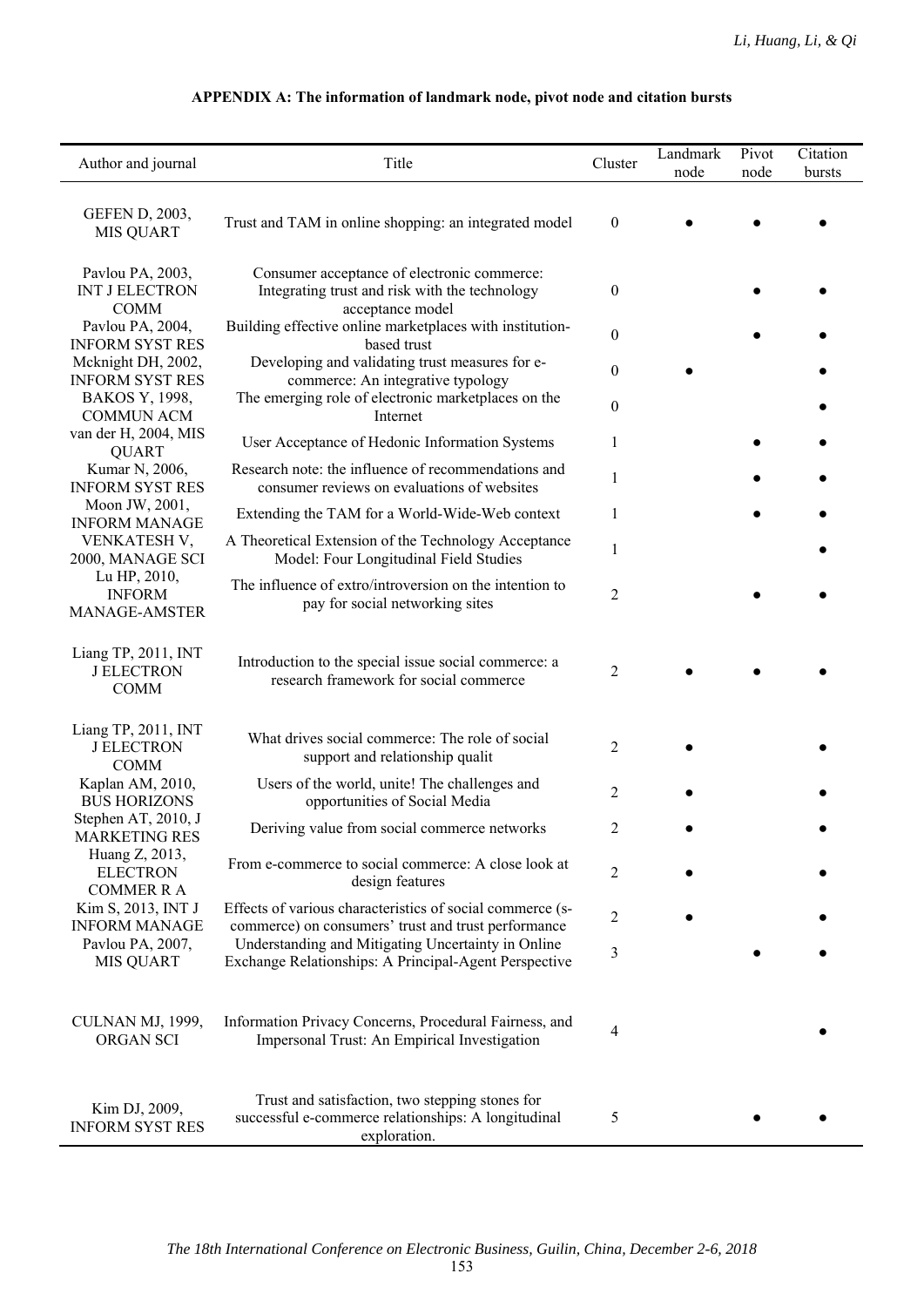## APPENDIX A: The information of landmark node, pivot node and citation bursts

| Author and journal | Title | Cluster | Landmark node | Pivot node | Citation bursts |
|---|---|---|---|---|---|
| GEFEN D, 2003, MIS QUART | Trust and TAM in online shopping: an integrated model | 0 | ● | ● | ● |
| Pavlou PA, 2003, INT J ELECTRON COMM | Consumer acceptance of electronic commerce: Integrating trust and risk with the technology acceptance model | 0 | | ● | ● |
| Pavlou PA, 2004, INFORM SYST RES | Building effective online marketplaces with institution-based trust | 0 | | ● | ● |
| Mcknight DH, 2002, INFORM SYST RES | Developing and validating trust measures for e-commerce: An integrative typology | 0 | ● | | ● |
| BAKOS Y, 1998, COMMUN ACM | The emerging role of electronic marketplaces on the Internet | 0 | | | ● |
| van der H, 2004, MIS QUART | User Acceptance of Hedonic Information Systems | 1 | | ● | ● |
| Kumar N, 2006, INFORM SYST RES | Research note: the influence of recommendations and consumer reviews on evaluations of websites | 1 | | ● | ● |
| Moon JW, 2001, INFORM MANAGE | Extending the TAM for a World-Wide-Web context | 1 | | ● | ● |
| VENKATESH V, 2000, MANAGE SCI | A Theoretical Extension of the Technology Acceptance Model: Four Longitudinal Field Studies | 1 | | | ● |
| Lu HP, 2010, INFORM MANAGE-AMSTER | The influence of extro/introversion on the intention to pay for social networking sites | 2 | | ● | ● |
| Liang TP, 2011, INT J ELECTRON COMM | Introduction to the special issue social commerce: a research framework for social commerce | 2 | ● | ● | ● |
| Liang TP, 2011, INT J ELECTRON COMM | What drives social commerce: The role of social support and relationship qualit | 2 | ● | | ● |
| Kaplan AM, 2010, BUS HORIZONS | Users of the world, unite! The challenges and opportunities of Social Media | 2 | ● | | ● |
| Stephen AT, 2010, J MARKETING RES | Deriving value from social commerce networks | 2 | ● | | ● |
| Huang Z, 2013, ELECTRON COMMER R A | From e-commerce to social commerce: A close look at design features | 2 | ● | | ● |
| Kim S, 2013, INT J INFORM MANAGE | Effects of various characteristics of social commerce (s-commerce) on consumers' trust and trust performance | 2 | ● | | ● |
| Pavlou PA, 2007, MIS QUART | Understanding and Mitigating Uncertainty in Online Exchange Relationships: A Principal-Agent Perspective | 3 | | ● | ● |
| CULNAN MJ, 1999, ORGAN SCI | Information Privacy Concerns, Procedural Fairness, and Impersonal Trust: An Empirical Investigation | 4 | | | ● |
| Kim DJ, 2009, INFORM SYST RES | Trust and satisfaction, two stepping stones for successful e-commerce relationships: A longitudinal exploration. | 5 | | ● | ● |